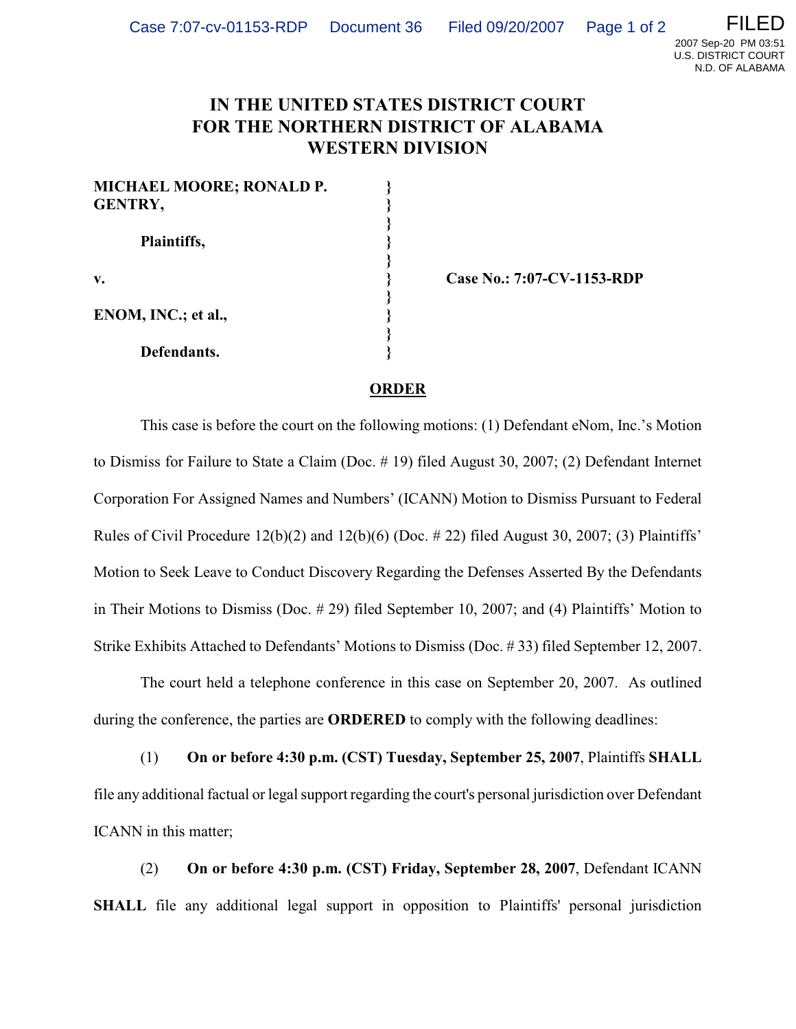# IN THE UNITED STATES DISTRICT COURT FOR THE NORTHERN DISTRICT OF ALABAMA WESTERN DIVISION

| | | |
|---|---|---|
| **MICHAEL MOORE; RONALD P. GENTRY,** | } | |
| **Plaintiffs,** | } | |
| **v.** | } | **Case No.: 7:07-CV-1153-RDP** |
| **ENOM, INC.; et al.,** | } | |
| **Defendants.** | } | |

## ORDER

This case is before the court on the following motions: (1) Defendant eNom, Inc.'s Motion to Dismiss for Failure to State a Claim (Doc. # 19) filed August 30, 2007; (2) Defendant Internet Corporation For Assigned Names and Numbers' (ICANN) Motion to Dismiss Pursuant to Federal Rules of Civil Procedure 12(b)(2) and 12(b)(6) (Doc. # 22) filed August 30, 2007; (3) Plaintiffs' Motion to Seek Leave to Conduct Discovery Regarding the Defenses Asserted By the Defendants in Their Motions to Dismiss (Doc. # 29) filed September 10, 2007; and (4) Plaintiffs' Motion to Strike Exhibits Attached to Defendants' Motions to Dismiss (Doc. # 33) filed September 12, 2007.

The court held a telephone conference in this case on September 20, 2007. As outlined during the conference, the parties are **ORDERED** to comply with the following deadlines:

(1) **On or before 4:30 p.m. (CST) Tuesday, September 25, 2007**, Plaintiffs **SHALL** file any additional factual or legal support regarding the court's personal jurisdiction over Defendant ICANN in this matter;

(2) **On or before 4:30 p.m. (CST) Friday, September 28, 2007**, Defendant ICANN **SHALL** file any additional legal support in opposition to Plaintiffs' personal jurisdiction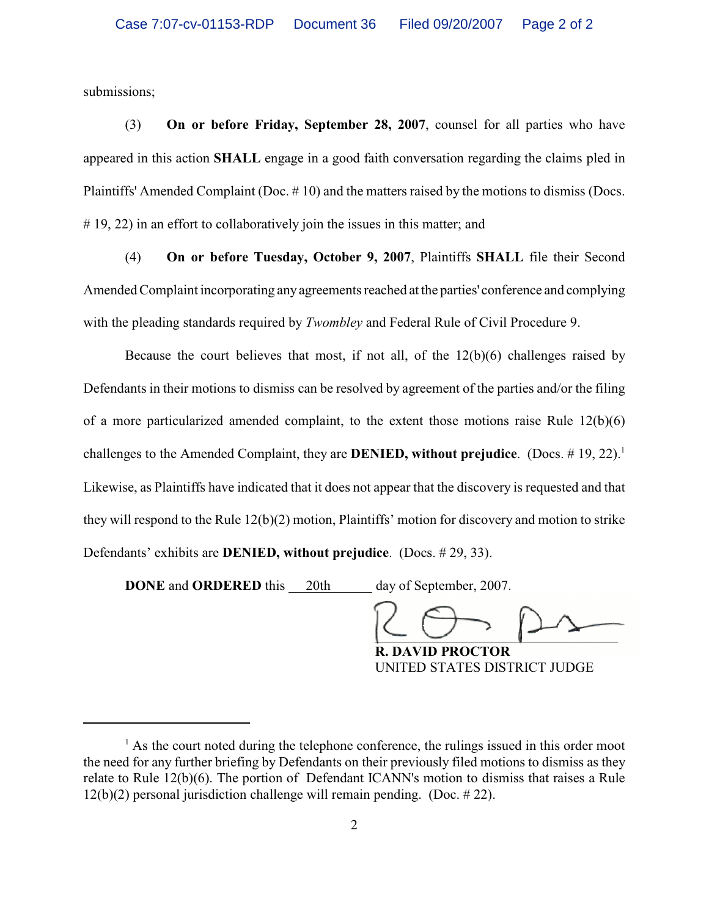submissions;

(3) **On or before Friday, September 28, 2007**, counsel for all parties who have appeared in this action **SHALL** engage in a good faith conversation regarding the claims pled in Plaintiffs' Amended Complaint (Doc. # 10) and the matters raised by the motions to dismiss (Docs. # 19, 22) in an effort to collaboratively join the issues in this matter; and

(4) **On or before Tuesday, October 9, 2007**, Plaintiffs **SHALL** file their Second Amended Complaint incorporating any agreements reached at the parties' conference and complying with the pleading standards required by *Twombley* and Federal Rule of Civil Procedure 9.

Because the court believes that most, if not all, of the 12(b)(6) challenges raised by Defendants in their motions to dismiss can be resolved by agreement of the parties and/or the filing of a more particularized amended complaint, to the extent those motions raise Rule 12(b)(6) challenges to the Amended Complaint, they are **DENIED, without prejudice**. (Docs. # 19, 22).[1] Likewise, as Plaintiffs have indicated that it does not appear that the discovery is requested and that they will respond to the Rule 12(b)(2) motion, Plaintiffs' motion for discovery and motion to strike Defendants' exhibits are **DENIED, without prejudice**. (Docs. # 29, 33).

**DONE** and **ORDERED** this 20th day of September, 2007.

**R. DAVID PROCTOR**
UNITED STATES DISTRICT JUDGE

[1] As the court noted during the telephone conference, the rulings issued in this order moot the need for any further briefing by Defendants on their previously filed motions to dismiss as they relate to Rule 12(b)(6). The portion of Defendant ICANN's motion to dismiss that raises a Rule 12(b)(2) personal jurisdiction challenge will remain pending. (Doc. # 22).